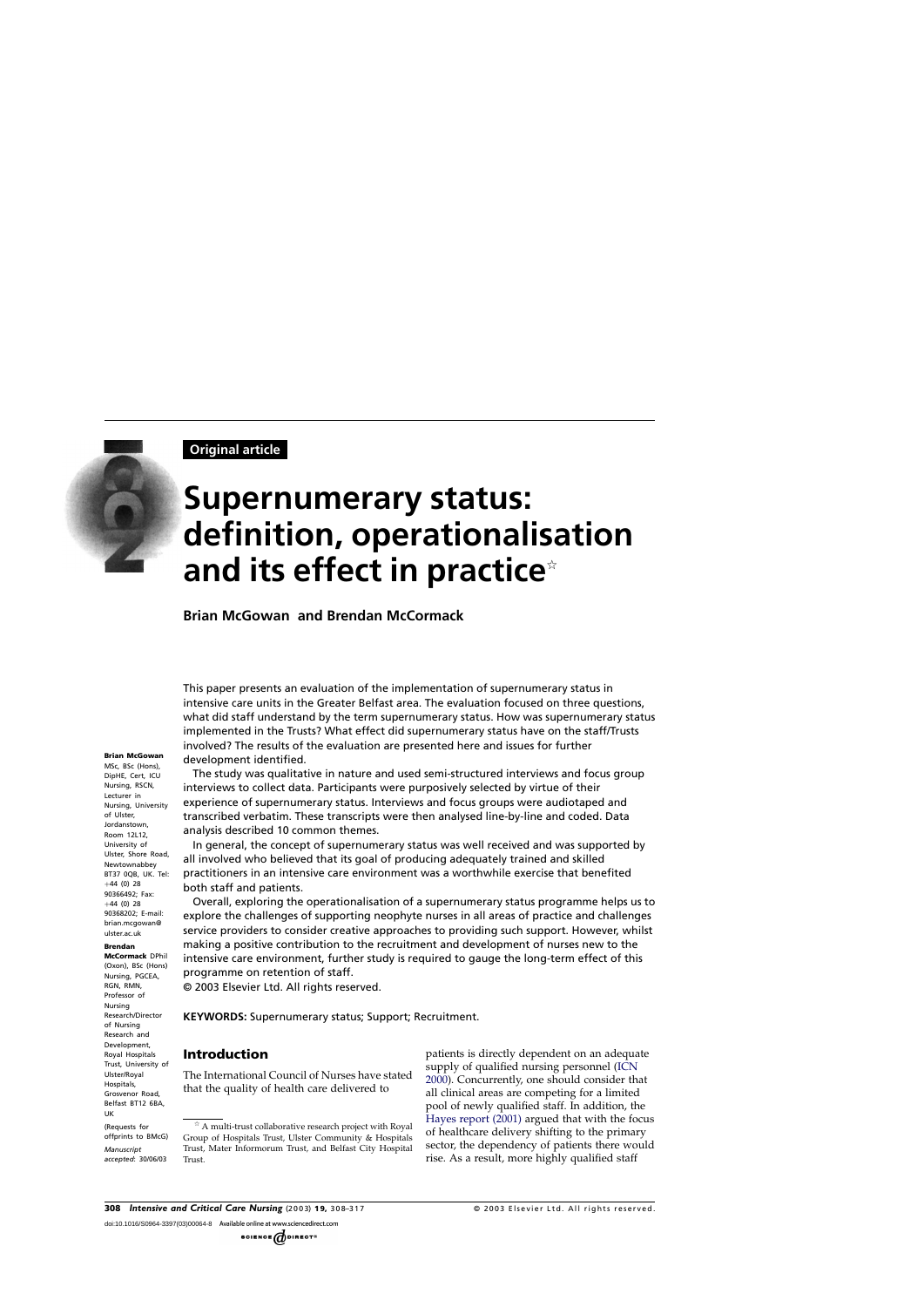**Original article**

# Supernumerary status: definition, operationalisation and its effect in practice[☆]

**Brian McGowan and Brendan McCormack**

This paper presents an evaluation of the implementation of supernumerary status in intensive care units in the Greater Belfast area. The evaluation focused on three questions, what did staff understand by the term supernumerary status. How was supernumerary status implemented in the Trusts? What effect did supernumerary status have on the staff/Trusts involved? The results of the evaluation are presented here and issues for further development identified.

The study was qualitative in nature and used semi-structured interviews and focus group interviews to collect data. Participants were purposively selected by virtue of their experience of supernumerary status. Interviews and focus groups were audiotaped and transcribed verbatim. These transcripts were then analysed line-by-line and coded. Data analysis described 10 common themes.

In general, the concept of supernumerary status was well received and was supported by all involved who believed that its goal of producing adequately trained and skilled practitioners in an intensive care environment was a worthwhile exercise that benefited both staff and patients.

Overall, exploring the operationalisation of a supernumerary status programme helps us to explore the challenges of supporting neophyte nurses in all areas of practice and challenges service providers to consider creative approaches to providing such support. However, whilst making a positive contribution to the recruitment and development of nurses new to the intensive care environment, further study is required to gauge the long-term effect of this programme on retention of staff.

© 2003 Elsevier Ltd. All rights reserved.

**Brian McGowan** MSc, BSc (Hons), DipHE, Cert. ICU Nursing, RSCN, Lecturer in Nursing, University of Ulster, Jordanstown, Room 12L12, University of Ulster, Shore Road, Newtownabbey BT37 0QB, UK. Tel: +44 (0) 28 90366492; Fax: +44 (0) 28 90368202; E-mail: brian.mcgowan@ulster.ac.uk

**Brendan McCormack** DPhil (Oxon), BSc (Hons) Nursing, PGCEA, RGN, RMN, Professor of Nursing Research/Director of Nursing Research and Development, Royal Hospitals Trust, University of Ulster/Royal Hospitals, Grosvenor Road, Belfast BT12 6BA, UK

(Requests for offprints to BMcG)

*Manuscript accepted*: 30/06/03

**KEYWORDS:** Supernumerary status; Support; Recruitment.

## Introduction

The International Council of Nurses have stated that the quality of health care delivered to patients is directly dependent on an adequate supply of qualified nursing personnel (ICN 2000). Concurrently, one should consider that all clinical areas are competing for a limited pool of newly qualified staff. In addition, the Hayes report (2001) argued that with the focus of healthcare delivery shifting to the primary sector, the dependency of patients there would rise. As a result, more highly qualified staff

[☆] A multi-trust collaborative research project with Royal Group of Hospitals Trust, Ulster Community & Hospitals Trust, Mater Informorum Trust, and Belfast City Hospital Trust.

doi:10.1016/S0964-3397(03)00064-8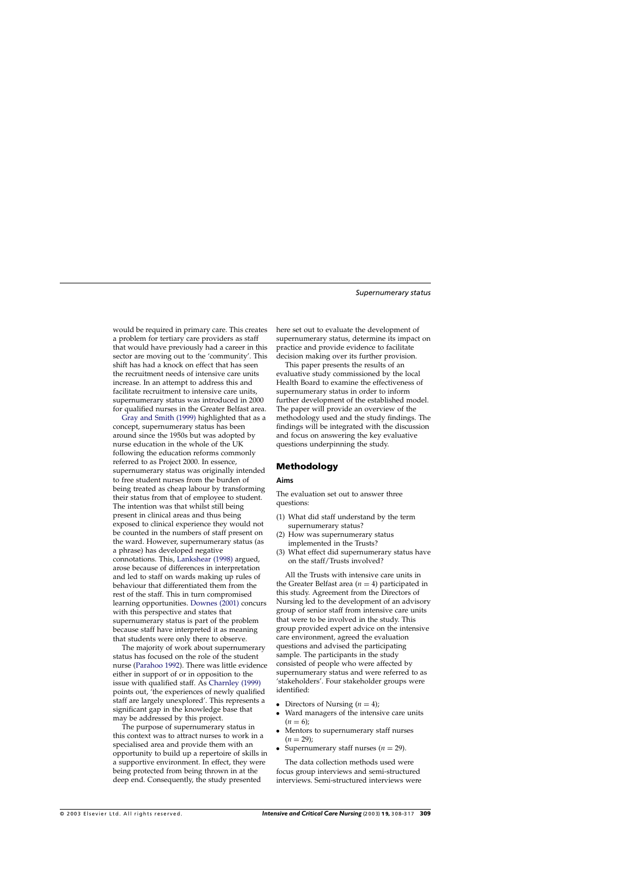would be required in primary care. This creates a problem for tertiary care providers as staff that would have previously had a career in this sector are moving out to the 'community'. This shift has had a knock on effect that has seen the recruitment needs of intensive care units increase. In an attempt to address this and facilitate recruitment to intensive care units, supernumerary status was introduced in 2000 for qualified nurses in the Greater Belfast area.

Gray and Smith (1999) highlighted that as a concept, supernumerary status has been around since the 1950s but was adopted by nurse education in the whole of the UK following the education reforms commonly referred to as Project 2000. In essence, supernumerary status was originally intended to free student nurses from the burden of being treated as cheap labour by transforming their status from that of employee to student. The intention was that whilst still being present in clinical areas and thus being exposed to clinical experience they would not be counted in the numbers of staff present on the ward. However, supernumerary status (as a phrase) has developed negative connotations. This, Lankshear (1998) argued, arose because of differences in interpretation and led to staff on wards making up rules of behaviour that differentiated them from the rest of the staff. This in turn compromised learning opportunities. Downes (2001) concurs with this perspective and states that supernumerary status is part of the problem because staff have interpreted it as meaning that students were only there to observe.

The majority of work about supernumerary status has focused on the role of the student nurse (Parahoo 1992). There was little evidence either in support of or in opposition to the issue with qualified staff. As Charnley (1999) points out, 'the experiences of newly qualified staff are largely unexplored'. This represents a significant gap in the knowledge base that may be addressed by this project.

The purpose of supernumerary status in this context was to attract nurses to work in a specialised area and provide them with an opportunity to build up a repertoire of skills in a supportive environment. In effect, they were being protected from being thrown in at the deep end. Consequently, the study presented here set out to evaluate the development of supernumerary status, determine its impact on practice and provide evidence to facilitate decision making over its further provision.

This paper presents the results of an evaluative study commissioned by the local Health Board to examine the effectiveness of supernumerary status in order to inform further development of the established model. The paper will provide an overview of the methodology used and the study findings. The findings will be integrated with the discussion and focus on answering the key evaluative questions underpinning the study.

## Methodology

### Aims

The evaluation set out to answer three questions:

(1) What did staff understand by the term supernumerary status?
(2) How was supernumerary status implemented in the Trusts?
(3) What effect did supernumerary status have on the staff/Trusts involved?

All the Trusts with intensive care units in the Greater Belfast area ($n = 4$) participated in this study. Agreement from the Directors of Nursing led to the development of an advisory group of senior staff from intensive care units that were to be involved in the study. This group provided expert advice on the intensive care environment, agreed the evaluation questions and advised the participating sample. The participants in the study consisted of people who were affected by supernumerary status and were referred to as 'stakeholders'. Four stakeholder groups were identified:

- Directors of Nursing ($n = 4$);
- Ward managers of the intensive care units ($n = 6$);
- Mentors to supernumerary staff nurses ($n = 29$);
- Supernumerary staff nurses ($n = 29$).

The data collection methods used were focus group interviews and semi-structured interviews. Semi-structured interviews were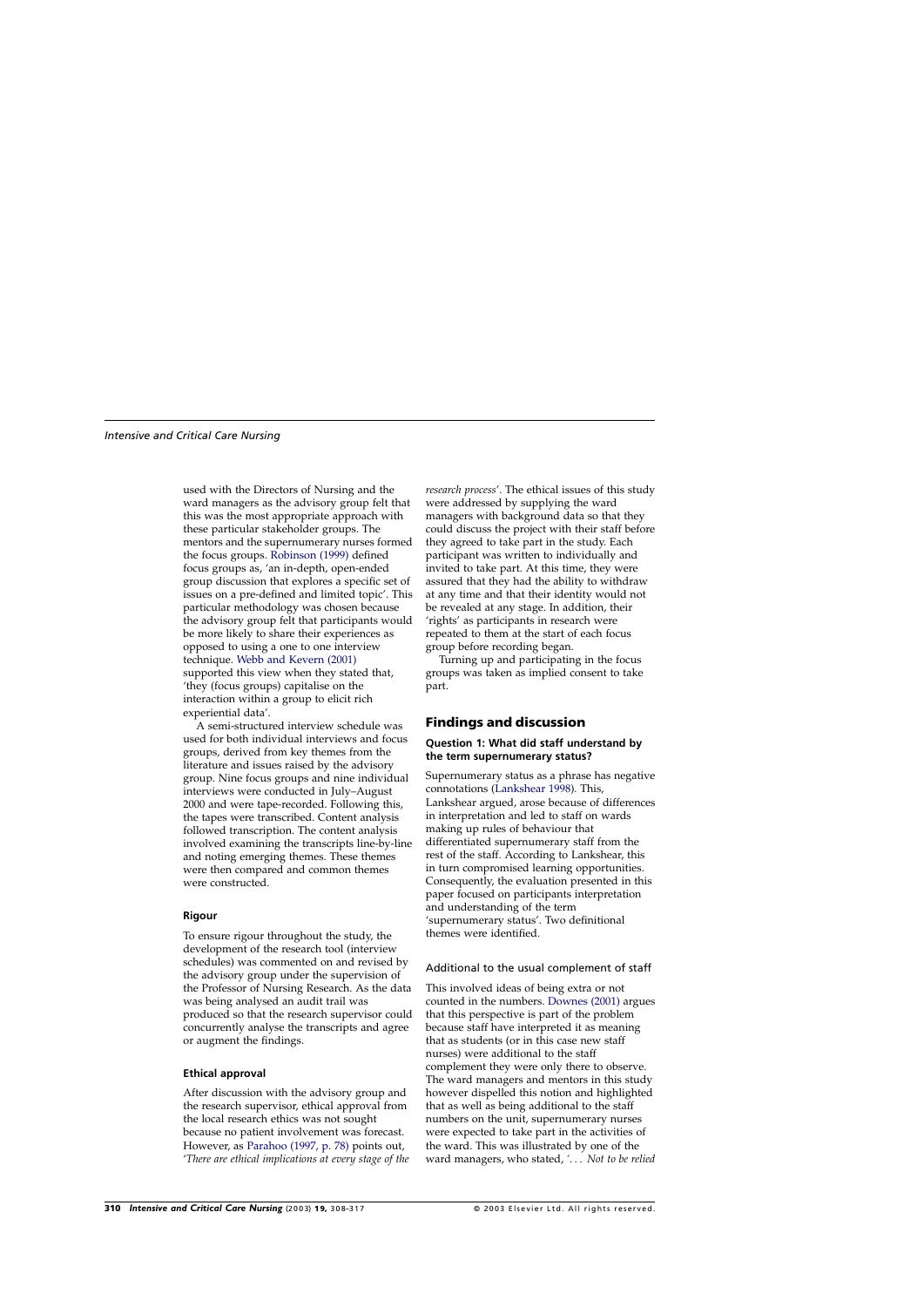used with the Directors of Nursing and the ward managers as the advisory group felt that this was the most appropriate approach with these particular stakeholder groups. The mentors and the supernumerary nurses formed the focus groups. Robinson (1999) defined focus groups as, 'an in-depth, open-ended group discussion that explores a specific set of issues on a pre-defined and limited topic'. This particular methodology was chosen because the advisory group felt that participants would be more likely to share their experiences as opposed to using a one to one interview technique. Webb and Kevern (2001) supported this view when they stated that, 'they (focus groups) capitalise on the interaction within a group to elicit rich experiential data'.

A semi-structured interview schedule was used for both individual interviews and focus groups, derived from key themes from the literature and issues raised by the advisory group. Nine focus groups and nine individual interviews were conducted in July–August 2000 and were tape-recorded. Following this, the tapes were transcribed. Content analysis followed transcription. The content analysis involved examining the transcripts line-by-line and noting emerging themes. These themes were then compared and common themes were constructed.

### Rigour

To ensure rigour throughout the study, the development of the research tool (interview schedules) was commented on and revised by the advisory group under the supervision of the Professor of Nursing Research. As the data was being analysed an audit trail was produced so that the research supervisor could concurrently analyse the transcripts and agree or augment the findings.

### Ethical approval

After discussion with the advisory group and the research supervisor, ethical approval from the local research ethics was not sought because no patient involvement was forecast. However, as Parahoo (1997, p. 78) points out, '*There are ethical implications at every stage of the research process*'. The ethical issues of this study were addressed by supplying the ward managers with background data so that they could discuss the project with their staff before they agreed to take part in the study. Each participant was written to individually and invited to take part. At this time, they were assured that they had the ability to withdraw at any time and that their identity would not be revealed at any stage. In addition, their 'rights' as participants in research were repeated to them at the start of each focus group before recording began.

Turning up and participating in the focus groups was taken as implied consent to take part.

## Findings and discussion

### Question 1: What did staff understand by the term supernumerary status?

Supernumerary status as a phrase has negative connotations (Lankshear 1998). This, Lankshear argued, arose because of differences in interpretation and led to staff on wards making up rules of behaviour that differentiated supernumerary staff from the rest of the staff. According to Lankshear, this in turn compromised learning opportunities. Consequently, the evaluation presented in this paper focused on participants interpretation and understanding of the term 'supernumerary status'. Two definitional themes were identified.

#### Additional to the usual complement of staff

This involved ideas of being extra or not counted in the numbers. Downes (2001) argues that this perspective is part of the problem because staff have interpreted it as meaning that as students (or in this case new staff nurses) were additional to the staff complement they were only there to observe. The ward managers and mentors in this study however dispelled this notion and highlighted that as well as being additional to the staff numbers on the unit, supernumerary nurses were expected to take part in the activities of the ward. This was illustrated by one of the ward managers, who stated, '*... Not to be relied*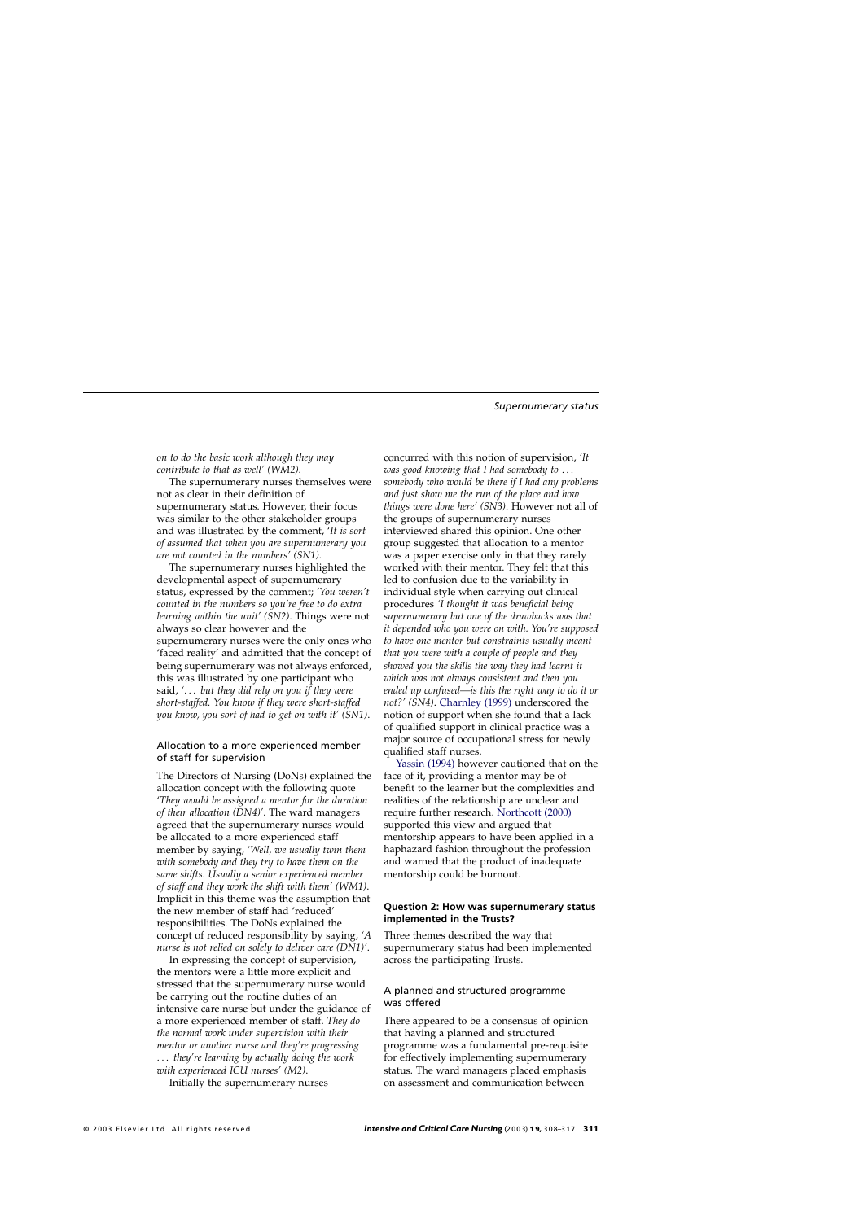*on to do the basic work although they may contribute to that as well' (WM2).*

The supernumerary nurses themselves were not as clear in their definition of supernumerary status. However, their focus was similar to the other stakeholder groups and was illustrated by the comment, *'It is sort of assumed that when you are supernumerary you are not counted in the numbers' (SN1).*

The supernumerary nurses highlighted the developmental aspect of supernumerary status, expressed by the comment; *'You weren't counted in the numbers so you're free to do extra learning within the unit' (SN2).* Things were not always so clear however and the supernumerary nurses were the only ones who 'faced reality' and admitted that the concept of being supernumerary was not always enforced, this was illustrated by one participant who said, *'... but they did rely on you if they were short-staffed. You know if they were short-staffed you know, you sort of had to get on with it' (SN1).*

### Allocation to a more experienced member of staff for supervision

The Directors of Nursing (DoNs) explained the allocation concept with the following quote *'They would be assigned a mentor for the duration of their allocation (DN4)'.* The ward managers agreed that the supernumerary nurses would be allocated to a more experienced staff member by saying, *'Well, we usually twin them with somebody and they try to have them on the same shifts. Usually a senior experienced member of staff and they work the shift with them' (WM1).* Implicit in this theme was the assumption that the new member of staff had 'reduced' responsibilities. The DoNs explained the concept of reduced responsibility by saying, *'A nurse is not relied on solely to deliver care (DN1)'.*

In expressing the concept of supervision, the mentors were a little more explicit and stressed that the supernumerary nurse would be carrying out the routine duties of an intensive care nurse but under the guidance of a more experienced member of staff. *They do the normal work under supervision with their mentor or another nurse and they're progressing ... they're learning by actually doing the work with experienced ICU nurses' (M2).*

Initially the supernumerary nurses concurred with this notion of supervision, *'It was good knowing that I had somebody to ... somebody who would be there if I had any problems and just show me the run of the place and how things were done here' (SN3).* However not all of the groups of supernumerary nurses interviewed shared this opinion. One other group suggested that allocation to a mentor was a paper exercise only in that they rarely worked with their mentor. They felt that this led to confusion due to the variability in individual style when carrying out clinical procedures *'I thought it was beneficial being supernumerary but one of the drawbacks was that it depended who you were on with. You're supposed to have one mentor but constraints usually meant that you were with a couple of people and they showed you the skills the way they had learnt it which was not always consistent and then you ended up confused—is this the right way to do it or not?' (SN4).* Charnley (1999) underscored the notion of support when she found that a lack of qualified support in clinical practice was a major source of occupational stress for newly qualified staff nurses.

Yassin (1994) however cautioned that on the face of it, providing a mentor may be of benefit to the learner but the complexities and realities of the relationship are unclear and require further research. Northcott (2000) supported this view and argued that mentorship appears to have been applied in a haphazard fashion throughout the profession and warned that the product of inadequate mentorship could be burnout.

## Question 2: How was supernumerary status implemented in the Trusts?

Three themes described the way that supernumerary status had been implemented across the participating Trusts.

### A planned and structured programme was offered

There appeared to be a consensus of opinion that having a planned and structured programme was a fundamental pre-requisite for effectively implementing supernumerary status. The ward managers placed emphasis on assessment and communication between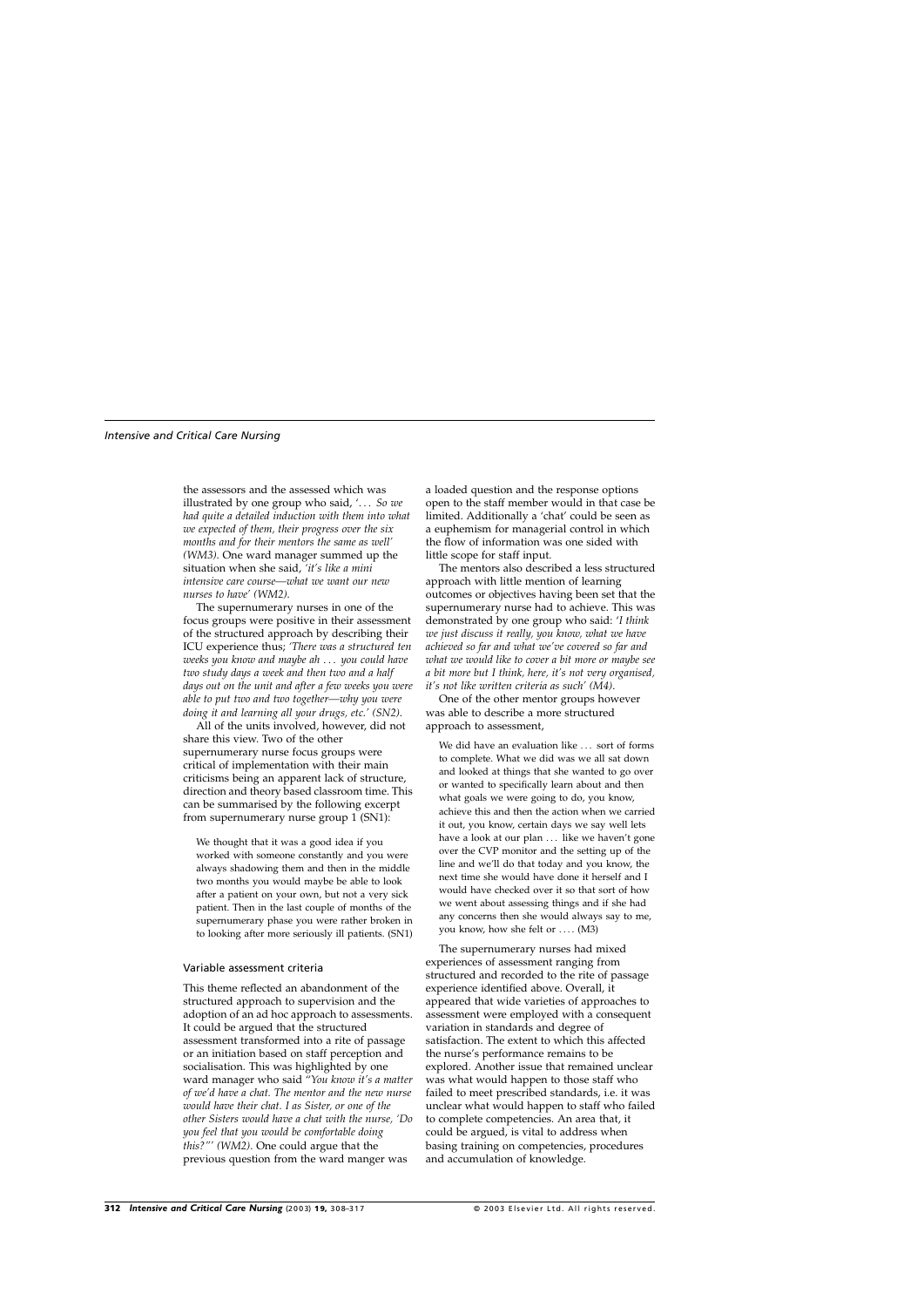the assessors and the assessed which was illustrated by one group who said, '... *So we had quite a detailed induction with them into what we expected of them, their progress over the six months and for their mentors the same as well' (WM3)*. One ward manager summed up the situation when she said, *'it's like a mini intensive care course—what we want our new nurses to have' (WM2)*.

The supernumerary nurses in one of the focus groups were positive in their assessment of the structured approach by describing their ICU experience thus; *'There was a structured ten weeks you know and maybe ah ... you could have two study days a week and then two and a half days out on the unit and after a few weeks you were able to put two and two together—why you were doing it and learning all your drugs, etc.' (SN2)*.

All of the units involved, however, did not share this view. Two of the other supernumerary nurse focus groups were critical of implementation with their main criticisms being an apparent lack of structure, direction and theory based classroom time. This can be summarised by the following excerpt from supernumerary nurse group 1 (SN1):

> We thought that it was a good idea if you worked with someone constantly and you were always shadowing them and then in the middle two months you would maybe be able to look after a patient on your own, but not a very sick patient. Then in the last couple of months of the supernumerary phase you were rather broken in to looking after more seriously ill patients. (SN1)

### Variable assessment criteria

This theme reflected an abandonment of the structured approach to supervision and the adoption of an ad hoc approach to assessments. It could be argued that the structured assessment transformed into a rite of passage or an initiation based on staff perception and socialisation. This was highlighted by one ward manager who said "*You know it's a matter of we'd have a chat. The mentor and the new nurse would have their chat. I as Sister, or one of the other Sisters would have a chat with the nurse, 'Do you feel that you would be comfortable doing this?"' (WM2)*. One could argue that the previous question from the ward manger was a loaded question and the response options open to the staff member would in that case be limited. Additionally a 'chat' could be seen as a euphemism for managerial control in which the flow of information was one sided with little scope for staff input.

The mentors also described a less structured approach with little mention of learning outcomes or objectives having been set that the supernumerary nurse had to achieve. This was demonstrated by one group who said: *'I think we just discuss it really, you know, what we have achieved so far and what we've covered so far and what we would like to cover a bit more or maybe see a bit more but I think, here, it's not very organised, it's not like written criteria as such' (M4)*.

One of the other mentor groups however was able to describe a more structured approach to assessment,

> We did have an evaluation like ... sort of forms to complete. What we did was we all sat down and looked at things that she wanted to go over or wanted to specifically learn about and then what goals we were going to do, you know, achieve this and then the action when we carried it out, you know, certain days we say well lets have a look at our plan ... like we haven't gone over the CVP monitor and the setting up of the line and we'll do that today and you know, the next time she would have done it herself and I would have checked over it so that sort of how we went about assessing things and if she had any concerns then she would always say to me, you know, how she felt or .... (M3)

The supernumerary nurses had mixed experiences of assessment ranging from structured and recorded to the rite of passage experience identified above. Overall, it appeared that wide varieties of approaches to assessment were employed with a consequent variation in standards and degree of satisfaction. The extent to which this affected the nurse's performance remains to be explored. Another issue that remained unclear was what would happen to those staff who failed to meet prescribed standards, i.e. it was unclear what would happen to staff who failed to complete competencies. An area that, it could be argued, is vital to address when basing training on competencies, procedures and accumulation of knowledge.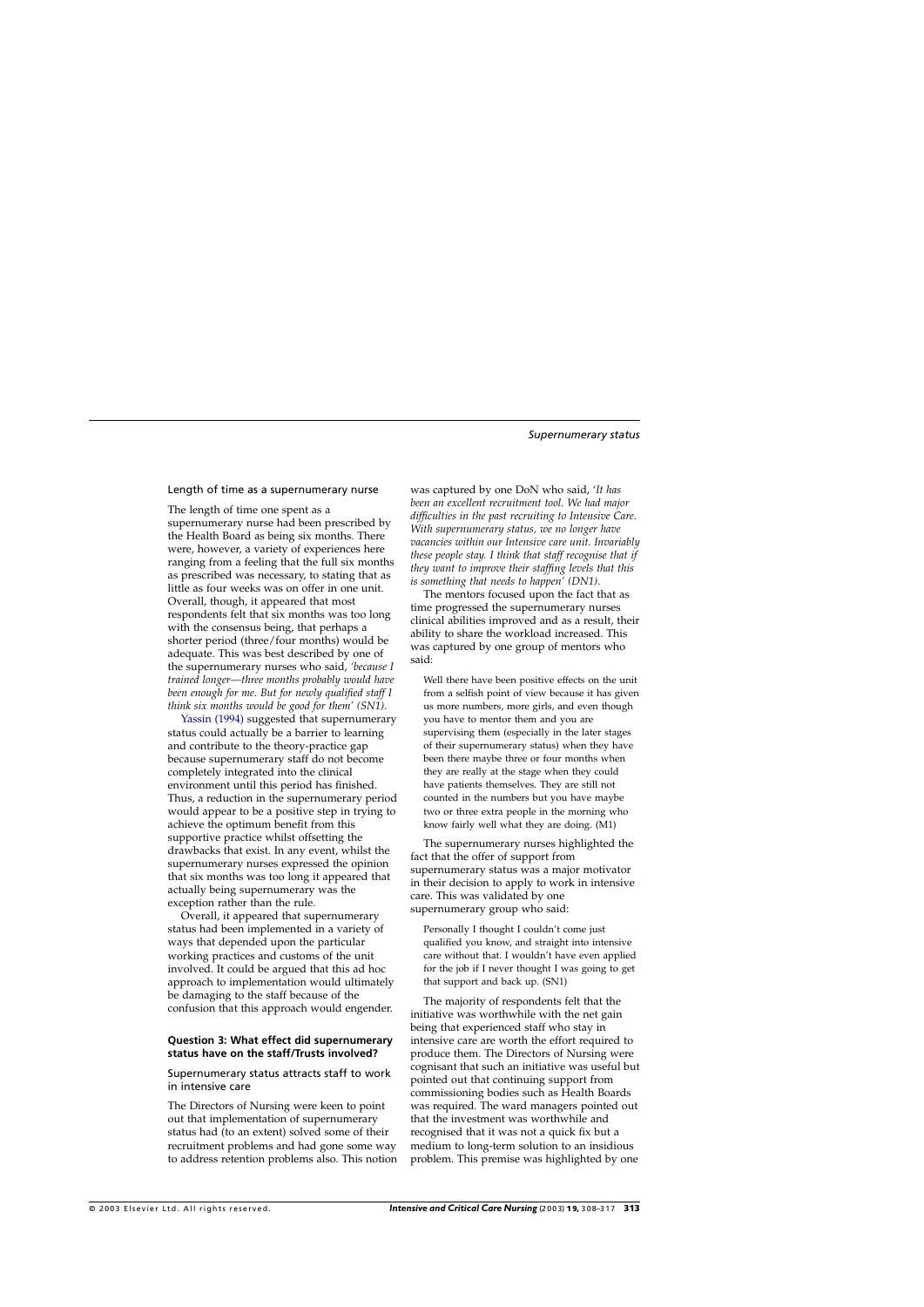### Length of time as a supernumerary nurse

The length of time one spent as a supernumerary nurse had been prescribed by the Health Board as being six months. There were, however, a variety of experiences here ranging from a feeling that the full six months as prescribed was necessary, to stating that as little as four weeks was on offer in one unit. Overall, though, it appeared that most respondents felt that six months was too long with the consensus being, that perhaps a shorter period (three/four months) would be adequate. This was best described by one of the supernumerary nurses who said, *'because I trained longer—three months probably would have been enough for me. But for newly qualified staff I think six months would be good for them' (SN1).*

Yassin (1994) suggested that supernumerary status could actually be a barrier to learning and contribute to the theory-practice gap because supernumerary staff do not become completely integrated into the clinical environment until this period has finished. Thus, a reduction in the supernumerary period would appear to be a positive step in trying to achieve the optimum benefit from this supportive practice whilst offsetting the drawbacks that exist. In any event, whilst the supernumerary nurses expressed the opinion that six months was too long it appeared that actually being supernumerary was the exception rather than the rule.

Overall, it appeared that supernumerary status had been implemented in a variety of ways that depended upon the particular working practices and customs of the unit involved. It could be argued that this ad hoc approach to implementation would ultimately be damaging to the staff because of the confusion that this approach would engender.

## Question 3: What effect did supernumerary status have on the staff/Trusts involved?

### Supernumerary status attracts staff to work in intensive care

The Directors of Nursing were keen to point out that implementation of supernumerary status had (to an extent) solved some of their recruitment problems and had gone some way to address retention problems also. This notion was captured by one DoN who said, *'It has been an excellent recruitment tool. We had major difficulties in the past recruiting to Intensive Care. With supernumerary status, we no longer have vacancies within our Intensive care unit. Invariably these people stay. I think that staff recognise that if they want to improve their staffing levels that this is something that needs to happen' (DN1).*

The mentors focused upon the fact that as time progressed the supernumerary nurses clinical abilities improved and as a result, their ability to share the workload increased. This was captured by one group of mentors who said:

> Well there have been positive effects on the unit from a selfish point of view because it has given us more numbers, more girls, and even though you have to mentor them and you are supervising them (especially in the later stages of their supernumerary status) when they have been there maybe three or four months when they are really at the stage when they could have patients themselves. They are still not counted in the numbers but you have maybe two or three extra people in the morning who know fairly well what they are doing. (M1)

The supernumerary nurses highlighted the fact that the offer of support from supernumerary status was a major motivator in their decision to apply to work in intensive care. This was validated by one supernumerary group who said:

> Personally I thought I couldn't come just qualified you know, and straight into intensive care without that. I wouldn't have even applied for the job if I never thought I was going to get that support and back up. (SN1)

The majority of respondents felt that the initiative was worthwhile with the net gain being that experienced staff who stay in intensive care are worth the effort required to produce them. The Directors of Nursing were cognisant that such an initiative was useful but pointed out that continuing support from commissioning bodies such as Health Boards was required. The ward managers pointed out that the investment was worthwhile and recognised that it was not a quick fix but a medium to long-term solution to an insidious problem. This premise was highlighted by one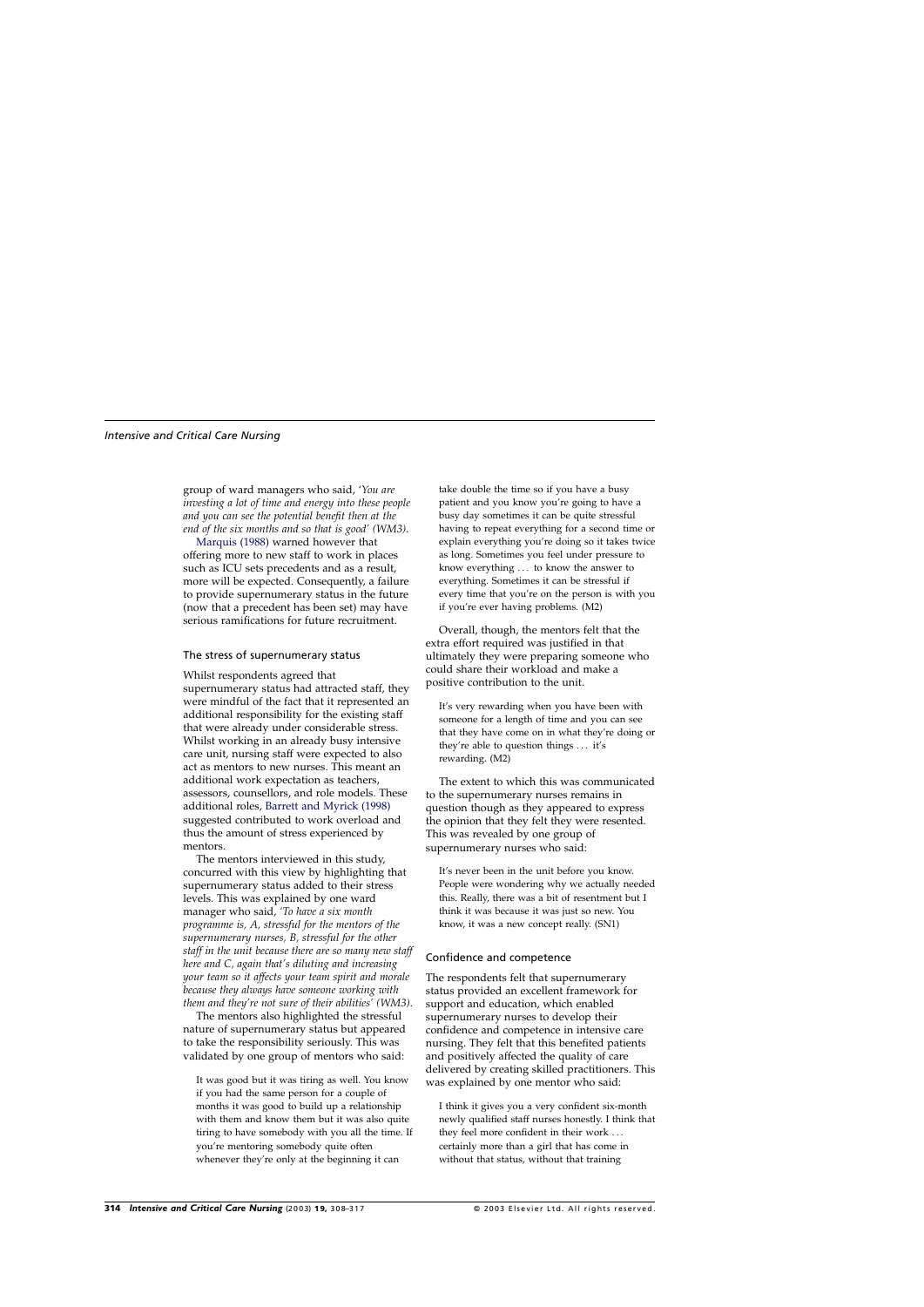group of ward managers who said, *'You are investing a lot of time and energy into these people and you can see the potential benefit then at the end of the six months and so that is good' (WM3).*

Marquis (1988) warned however that offering more to new staff to work in places such as ICU sets precedents and as a result, more will be expected. Consequently, a failure to provide supernumerary status in the future (now that a precedent has been set) may have serious ramifications for future recruitment.

### The stress of supernumerary status

Whilst respondents agreed that supernumerary status had attracted staff, they were mindful of the fact that it represented an additional responsibility for the existing staff that were already under considerable stress. Whilst working in an already busy intensive care unit, nursing staff were expected to also act as mentors to new nurses. This meant an additional work expectation as teachers, assessors, counsellors, and role models. These additional roles, Barrett and Myrick (1998) suggested contributed to work overload and thus the amount of stress experienced by mentors.

The mentors interviewed in this study, concurred with this view by highlighting that supernumerary status added to their stress levels. This was explained by one ward manager who said, *'To have a six month programme is, A, stressful for the mentors of the supernumerary nurses, B, stressful for the other staff in the unit because there are so many new staff here and C, again that's diluting and increasing your team so it affects your team spirit and morale because they always have someone working with them and they're not sure of their abilities' (WM3).*

The mentors also highlighted the stressful nature of supernumerary status but appeared to take the responsibility seriously. This was validated by one group of mentors who said:

> It was good but it was tiring as well. You know if you had the same person for a couple of months it was good to build up a relationship with them and know them but it was also quite tiring to have somebody with you all the time. If you're mentoring somebody quite often whenever they're only at the beginning it can take double the time so if you have a busy patient and you know you're going to have a busy day sometimes it can be quite stressful having to repeat everything for a second time or explain everything you're doing so it takes twice as long. Sometimes you feel under pressure to know everything ... to know the answer to everything. Sometimes it can be stressful if every time that you're on the person is with you if you're ever having problems. (M2)

Overall, though, the mentors felt that the extra effort required was justified in that ultimately they were preparing someone who could share their workload and make a positive contribution to the unit.

> It's very rewarding when you have been with someone for a length of time and you can see that they have come on in what they're doing or they're able to question things ... it's rewarding. (M2)

The extent to which this was communicated to the supernumerary nurses remains in question though as they appeared to express the opinion that they felt they were resented. This was revealed by one group of supernumerary nurses who said:

> It's never been in the unit before you know. People were wondering why we actually needed this. Really, there was a bit of resentment but I think it was because it was just so new. You know, it was a new concept really. (SN1)

### Confidence and competence

The respondents felt that supernumerary status provided an excellent framework for support and education, which enabled supernumerary nurses to develop their confidence and competence in intensive care nursing. They felt that this benefited patients and positively affected the quality of care delivered by creating skilled practitioners. This was explained by one mentor who said:

> I think it gives you a very confident six-month newly qualified staff nurses honestly. I think that they feel more confident in their work ... certainly more than a girl that has come in without that status, without that training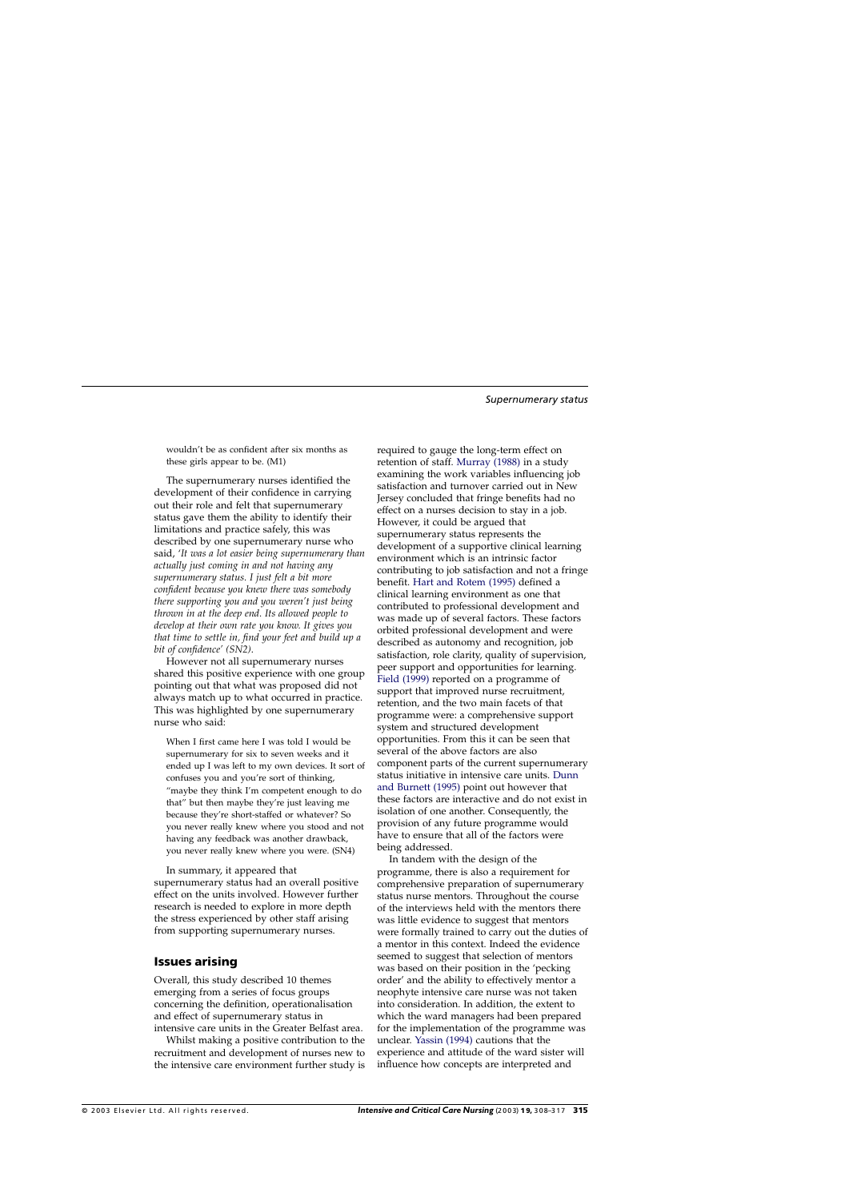wouldn't be as confident after six months as these girls appear to be. (M1)

The supernumerary nurses identified the development of their confidence in carrying out their role and felt that supernumerary status gave them the ability to identify their limitations and practice safely, this was described by one supernumerary nurse who said, '*It was a lot easier being supernumerary than actually just coming in and not having any supernumerary status. I just felt a bit more confident because you knew there was somebody there supporting you and you weren't just being thrown in at the deep end. Its allowed people to develop at their own rate you know. It gives you that time to settle in, find your feet and build up a bit of confidence' (SN2)*.

However not all supernumerary nurses shared this positive experience with one group pointing out that what was proposed did not always match up to what occurred in practice. This was highlighted by one supernumerary nurse who said:

> When I first came here I was told I would be supernumerary for six to seven weeks and it ended up I was left to my own devices. It sort of confuses you and you're sort of thinking, "maybe they think I'm competent enough to do that" but then maybe they're just leaving me because they're short-staffed or whatever? So you never really knew where you stood and not having any feedback was another drawback, you never really knew where you were. (SN4)

In summary, it appeared that supernumerary status had an overall positive effect on the units involved. However further research is needed to explore in more depth the stress experienced by other staff arising from supporting supernumerary nurses.

## Issues arising

Overall, this study described 10 themes emerging from a series of focus groups concerning the definition, operationalisation and effect of supernumerary status in intensive care units in the Greater Belfast area.

Whilst making a positive contribution to the recruitment and development of nurses new to the intensive care environment further study is required to gauge the long-term effect on retention of staff. Murray (1988) in a study examining the work variables influencing job satisfaction and turnover carried out in New Jersey concluded that fringe benefits had no effect on a nurses decision to stay in a job. However, it could be argued that supernumerary status represents the development of a supportive clinical learning environment which is an intrinsic factor contributing to job satisfaction and not a fringe benefit. Hart and Rotem (1995) defined a clinical learning environment as one that contributed to professional development and was made up of several factors. These factors orbited professional development and were described as autonomy and recognition, job satisfaction, role clarity, quality of supervision, peer support and opportunities for learning. Field (1999) reported on a programme of support that improved nurse recruitment, retention, and the two main facets of that programme were: a comprehensive support system and structured development opportunities. From this it can be seen that several of the above factors are also component parts of the current supernumerary status initiative in intensive care units. Dunn and Burnett (1995) point out however that these factors are interactive and do not exist in isolation of one another. Consequently, the provision of any future programme would have to ensure that all of the factors were being addressed.

In tandem with the design of the programme, there is also a requirement for comprehensive preparation of supernumerary status nurse mentors. Throughout the course of the interviews held with the mentors there was little evidence to suggest that mentors were formally trained to carry out the duties of a mentor in this context. Indeed the evidence seemed to suggest that selection of mentors was based on their position in the 'pecking order' and the ability to effectively mentor a neophyte intensive care nurse was not taken into consideration. In addition, the extent to which the ward managers had been prepared for the implementation of the programme was unclear. Yassin (1994) cautions that the experience and attitude of the ward sister will influence how concepts are interpreted and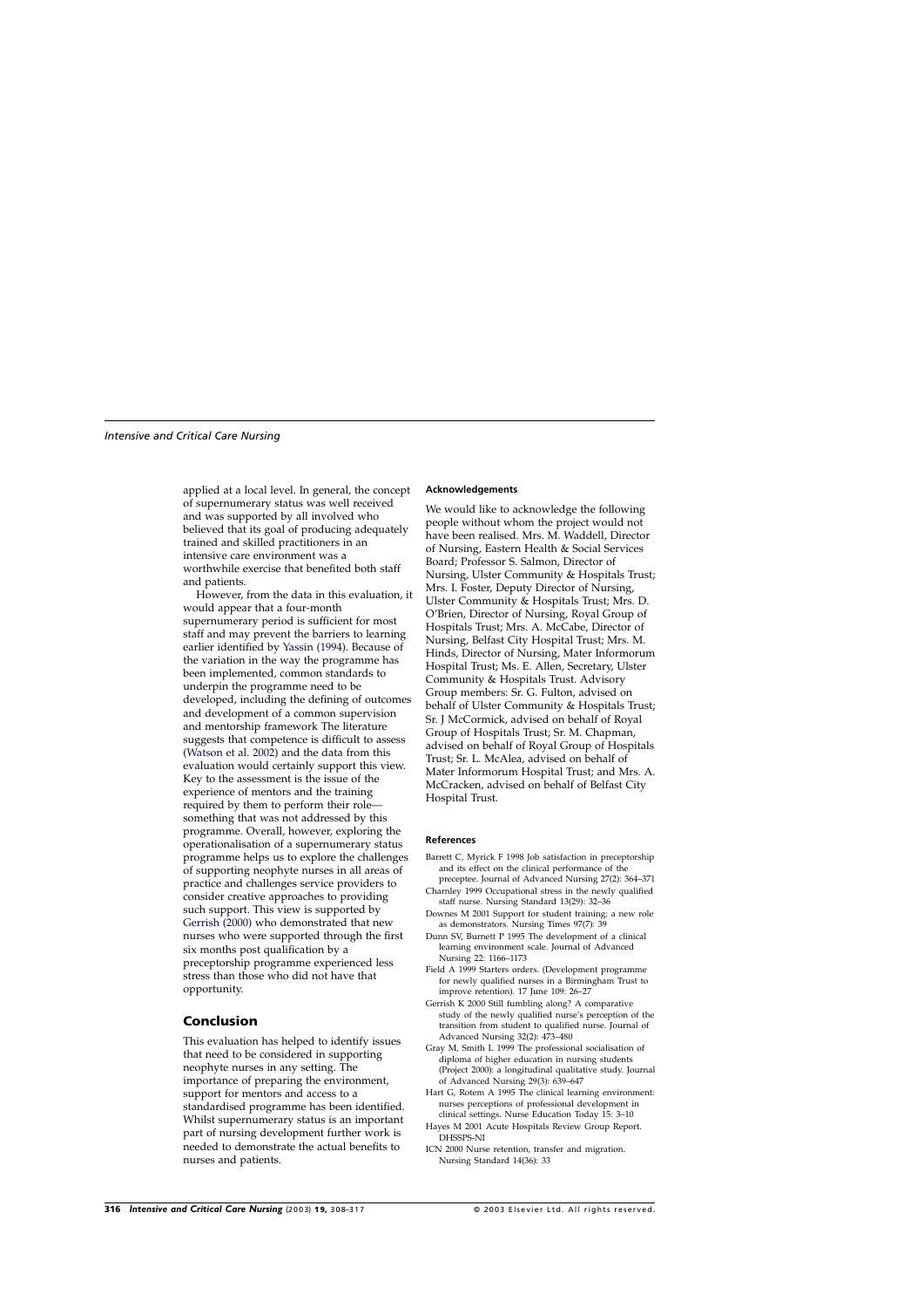applied at a local level. In general, the concept of supernumerary status was well received and was supported by all involved who believed that its goal of producing adequately trained and skilled practitioners in an intensive care environment was a worthwhile exercise that benefited both staff and patients.

However, from the data in this evaluation, it would appear that a four-month supernumerary period is sufficient for most staff and may prevent the barriers to learning earlier identified by Yassin (1994). Because of the variation in the way the programme has been implemented, common standards to underpin the programme need to be developed, including the defining of outcomes and development of a common supervision and mentorship framework The literature suggests that competence is difficult to assess (Watson et al. 2002) and the data from this evaluation would certainly support this view. Key to the assessment is the issue of the experience of mentors and the training required by them to perform their role—something that was not addressed by this programme. Overall, however, exploring the operationalisation of a supernumerary status programme helps us to explore the challenges of supporting neophyte nurses in all areas of practice and challenges service providers to consider creative approaches to providing such support. This view is supported by Gerrish (2000) who demonstrated that new nurses who were supported through the first six months post qualification by a preceptorship programme experienced less stress than those who did not have that opportunity.

## Conclusion

This evaluation has helped to identify issues that need to be considered in supporting neophyte nurses in any setting. The importance of preparing the environment, support for mentors and access to a standardised programme has been identified. Whilst supernumerary status is an important part of nursing development further work is needed to demonstrate the actual benefits to nurses and patients.

#### Acknowledgements

We would like to acknowledge the following people without whom the project would not have been realised. Mrs. M. Waddell, Director of Nursing, Eastern Health & Social Services Board; Professor S. Salmon, Director of Nursing, Ulster Community & Hospitals Trust; Mrs. I. Foster, Deputy Director of Nursing, Ulster Community & Hospitals Trust; Mrs. D. O'Brien, Director of Nursing, Royal Group of Hospitals Trust; Mrs. A. McCabe, Director of Nursing, Belfast City Hospital Trust; Mrs. M. Hinds, Director of Nursing, Mater Informorum Hospital Trust; Ms. E. Allen, Secretary, Ulster Community & Hospitals Trust. Advisory Group members: Sr. G. Fulton, advised on behalf of Ulster Community & Hospitals Trust; Sr. J McCormick, advised on behalf of Royal Group of Hospitals Trust; Sr. M. Chapman, advised on behalf of Royal Group of Hospitals Trust; Sr. L. McAlea, advised on behalf of Mater Informorum Hospital Trust; and Mrs. A. McCracken, advised on behalf of Belfast City Hospital Trust.

#### References

Barrett C, Myrick F 1998 Job satisfaction in preceptorship and its effect on the clinical performance of the preceptee. Journal of Advanced Nursing 27(2): 364–371

Charnley 1999 Occupational stress in the newly qualified staff nurse. Nursing Standard 13(29): 32–36

Downes M 2001 Support for student training: a new role as demonstrators. Nursing Times 97(7): 39

Dunn SV, Burnett P 1995 The development of a clinical learning environment scale. Journal of Advanced Nursing 22: 1166–1173

Field A 1999 Starters orders. (Development programme for newly qualified nurses in a Birmingham Trust to improve retention). 17 June 109: 26–27

Gerrish K 2000 Still fumbling along? A comparative study of the newly qualified nurse's perception of the transition from student to qualified nurse. Journal of Advanced Nursing 32(2): 473–480

Gray M, Smith L 1999 The professional socialisation of diploma of higher education in nursing students (Project 2000): a longitudinal qualitative study. Journal of Advanced Nursing 29(3): 639–647

Hart G, Rotem A 1995 The clinical learning environment: nurses perceptions of professional development in clinical settings. Nurse Education Today 15: 3–10

Hayes M 2001 Acute Hospitals Review Group Report. DHSSPS-NI

ICN 2000 Nurse retention, transfer and migration. Nursing Standard 14(36): 33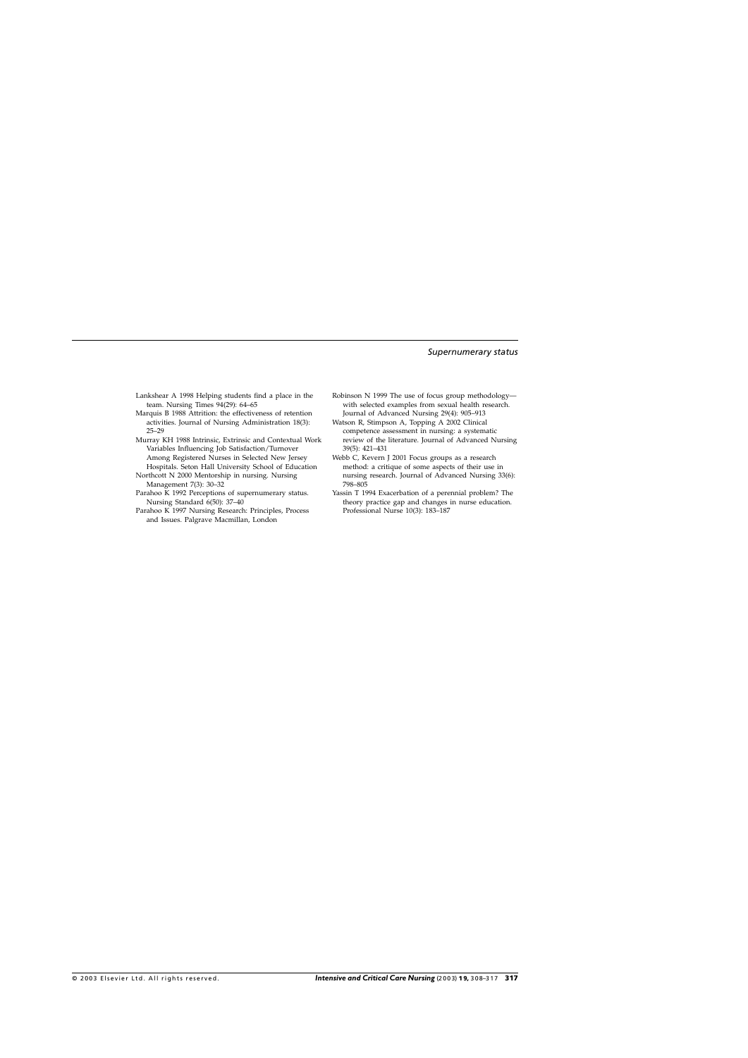Lankshear A 1998 Helping students find a place in the team. Nursing Times 94(29): 64–65

Marquis B 1988 Attrition: the effectiveness of retention activities. Journal of Nursing Administration 18(3): 25–29

Murray KH 1988 Intrinsic, Extrinsic and Contextual Work Variables Influencing Job Satisfaction/Turnover Among Registered Nurses in Selected New Jersey Hospitals. Seton Hall University School of Education

Northcott N 2000 Mentorship in nursing. Nursing Management 7(3): 30–32

Parahoo K 1992 Perceptions of supernumerary status. Nursing Standard 6(50): 37–40

Parahoo K 1997 Nursing Research: Principles, Process and Issues. Palgrave Macmillan, London

Robinson N 1999 The use of focus group methodology—with selected examples from sexual health research. Journal of Advanced Nursing 29(4): 905–913

Watson R, Stimpson A, Topping A 2002 Clinical competence assessment in nursing: a systematic review of the literature. Journal of Advanced Nursing 39(5): 421–431

Webb C, Kevern J 2001 Focus groups as a research method: a critique of some aspects of their use in nursing research. Journal of Advanced Nursing 33(6): 798–805

Yassin T 1994 Exacerbation of a perennial problem? The theory practice gap and changes in nurse education. Professional Nurse 10(3): 183–187